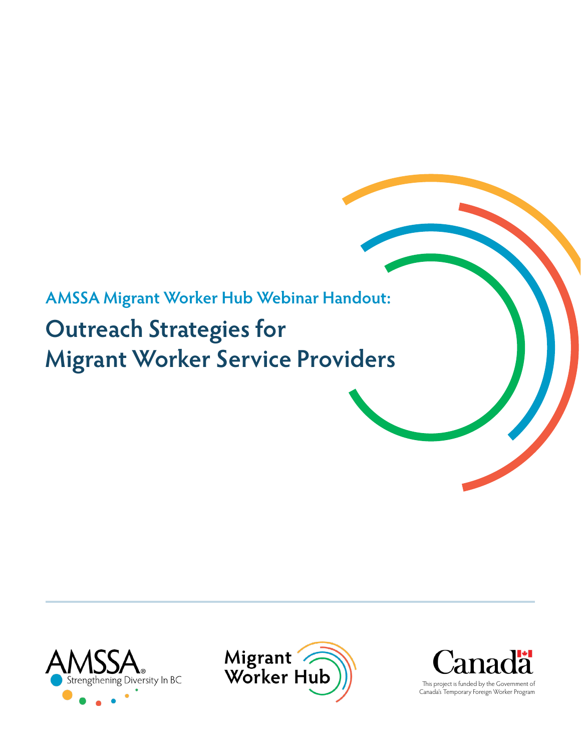AMSSA Migrant Worker Hub Webinar Handout:

# Outreach Strategies for Migrant Worker Service Providers

AMSSA® Strengthening Diversity In BC

Migrant Worker Hub

Canada

This project is funded by the Government of Canada's Temporary Foreign Worker Program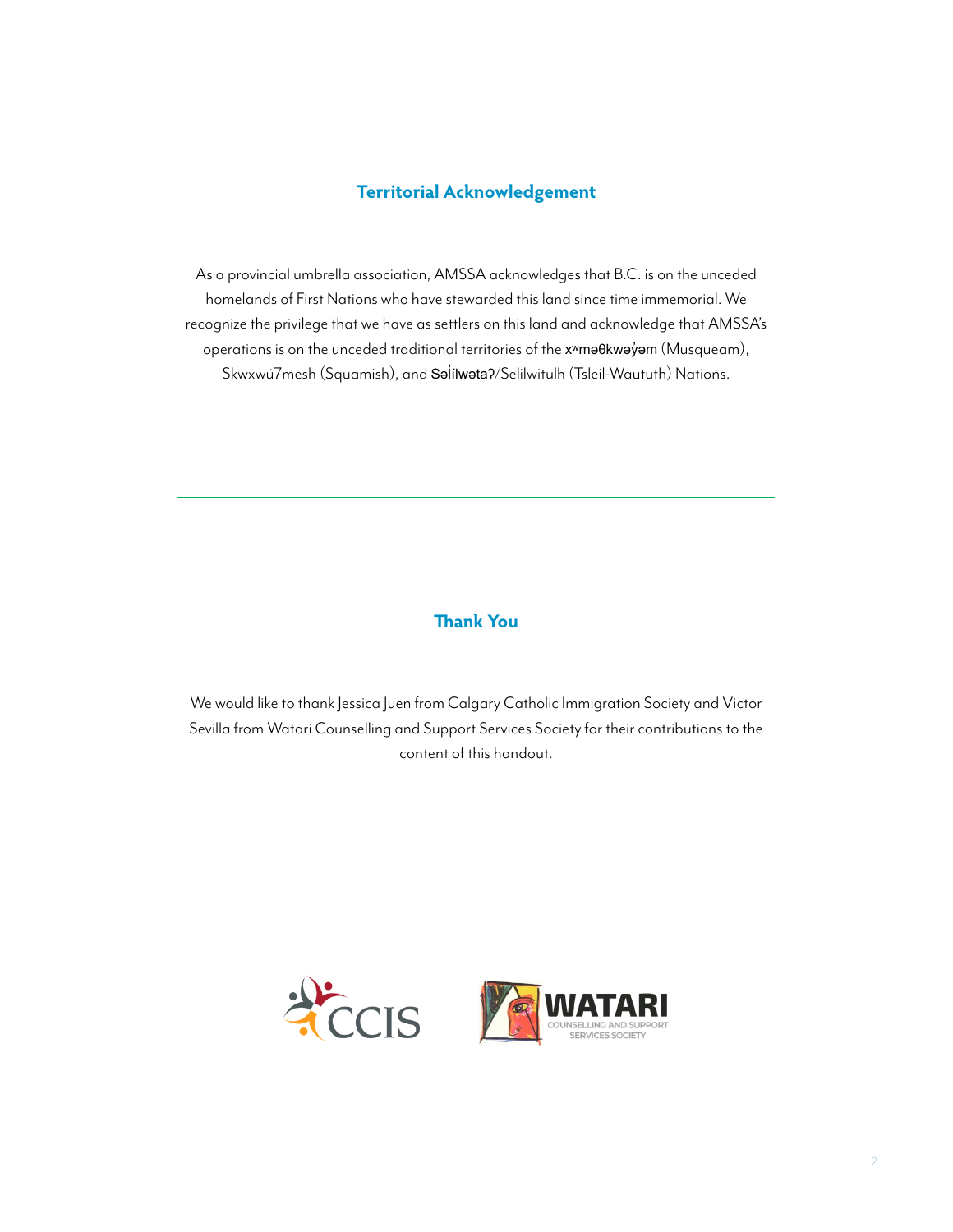## Territorial Acknowledgement

As a provincial umbrella association, AMSSA acknowledges that B.C. is on the unceded homelands of First Nations who have stewarded this land since time immemorial. We recognize the privilege that we have as settlers on this land and acknowledge that AMSSA's operations is on the unceded traditional territories of the xʷməθkwəy̓əm (Musqueam), Skwxwú7mesh (Squamish), and Səl̓ílwətaʔ/Selilwitulh (Tsleil-Waututh) Nations.

---

## Thank You

We would like to thank Jessica Juen from Calgary Catholic Immigration Society and Victor Sevilla from Watari Counselling and Support Services Society for their contributions to the content of this handout.

CCIS

WATARI
COUNSELLING AND SUPPORT SERVICES SOCIETY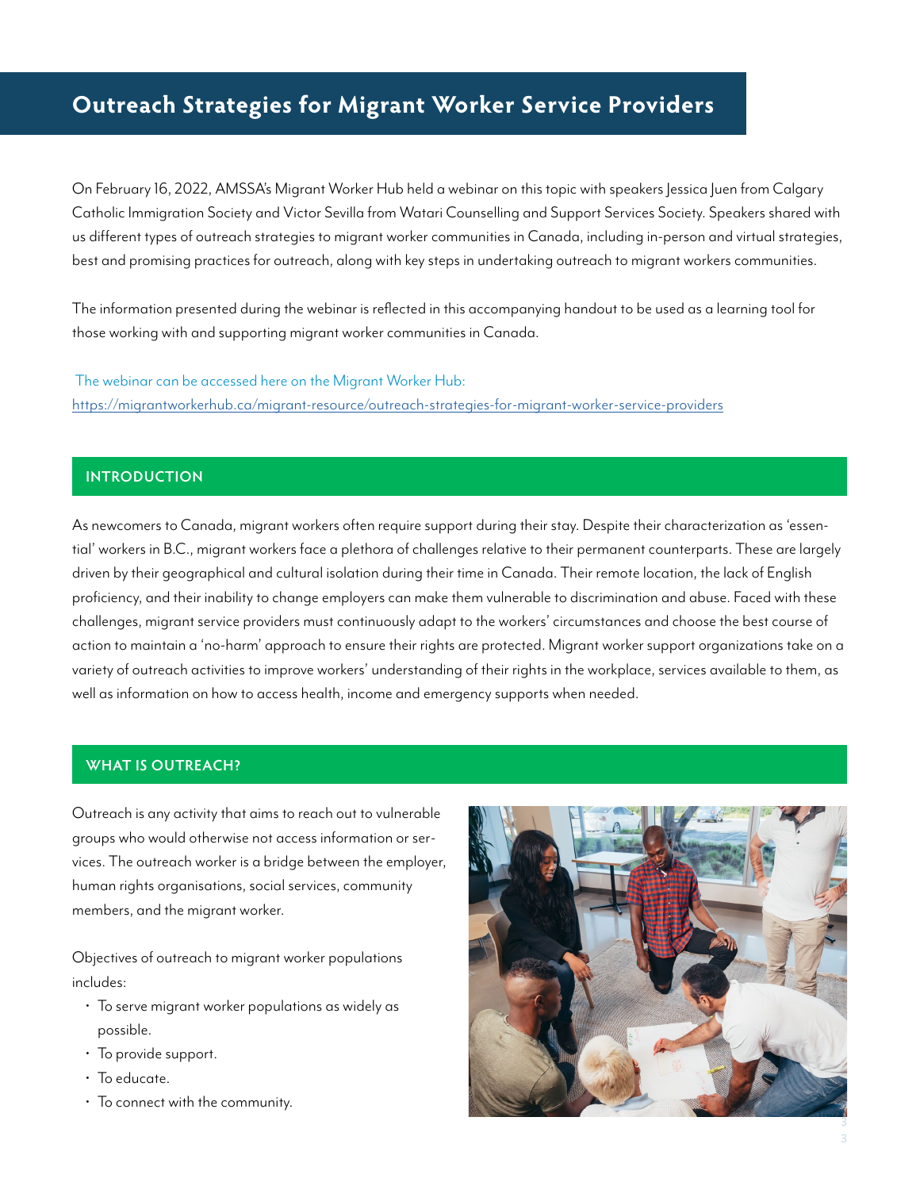# Outreach Strategies for Migrant Worker Service Providers

On February 16, 2022, AMSSA's Migrant Worker Hub held a webinar on this topic with speakers Jessica Juen from Calgary Catholic Immigration Society and Victor Sevilla from Watari Counselling and Support Services Society. Speakers shared with us different types of outreach strategies to migrant worker communities in Canada, including in-person and virtual strategies, best and promising practices for outreach, along with key steps in undertaking outreach to migrant workers communities.

The information presented during the webinar is reflected in this accompanying handout to be used as a learning tool for those working with and supporting migrant worker communities in Canada.

The webinar can be accessed here on the Migrant Worker Hub:
https://migrantworkerhub.ca/migrant-resource/outreach-strategies-for-migrant-worker-service-providers

## INTRODUCTION

As newcomers to Canada, migrant workers often require support during their stay. Despite their characterization as 'essential' workers in B.C., migrant workers face a plethora of challenges relative to their permanent counterparts. These are largely driven by their geographical and cultural isolation during their time in Canada. Their remote location, the lack of English proficiency, and their inability to change employers can make them vulnerable to discrimination and abuse. Faced with these challenges, migrant service providers must continuously adapt to the workers' circumstances and choose the best course of action to maintain a 'no-harm' approach to ensure their rights are protected. Migrant worker support organizations take on a variety of outreach activities to improve workers' understanding of their rights in the workplace, services available to them, as well as information on how to access health, income and emergency supports when needed.

## WHAT IS OUTREACH?

Outreach is any activity that aims to reach out to vulnerable groups who would otherwise not access information or services. The outreach worker is a bridge between the employer, human rights organisations, social services, community members, and the migrant worker.

Objectives of outreach to migrant worker populations includes:

- To serve migrant worker populations as widely as possible.
- To provide support.
- To educate.
- To connect with the community.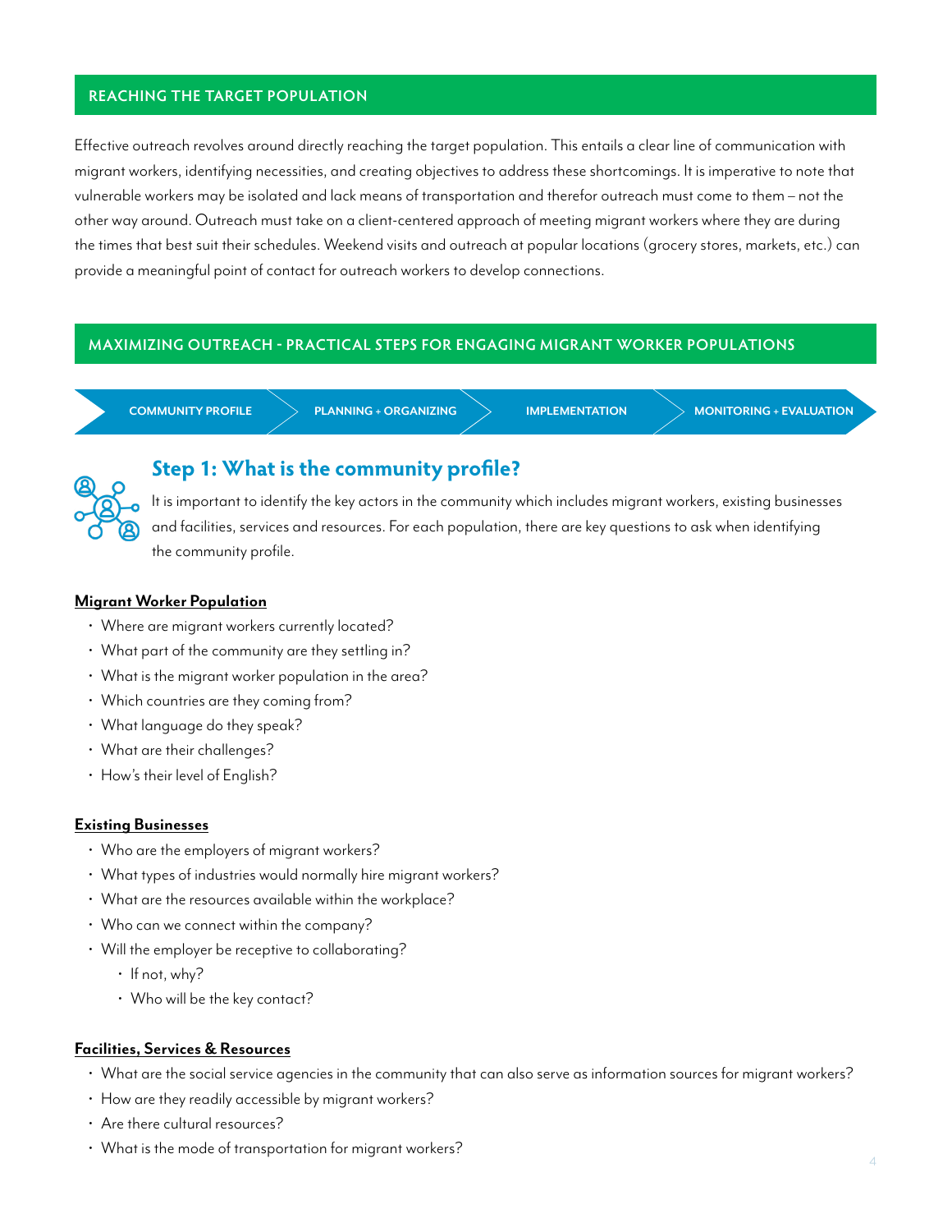## REACHING THE TARGET POPULATION

Effective outreach revolves around directly reaching the target population. This entails a clear line of communication with migrant workers, identifying necessities, and creating objectives to address these shortcomings. It is imperative to note that vulnerable workers may be isolated and lack means of transportation and therefor outreach must come to them – not the other way around. Outreach must take on a client-centered approach of meeting migrant workers where they are during the times that best suit their schedules. Weekend visits and outreach at popular locations (grocery stores, markets, etc.) can provide a meaningful point of contact for outreach workers to develop connections.

## MAXIMIZING OUTREACH - PRACTICAL STEPS FOR ENGAGING MIGRANT WORKER POPULATIONS

COMMUNITY PROFILE → PLANNING + ORGANIZING → IMPLEMENTATION → MONITORING + EVALUATION

### Step 1: What is the community profile?

It is important to identify the key actors in the community which includes migrant workers, existing businesses and facilities, services and resources. For each population, there are key questions to ask when identifying the community profile.

**Migrant Worker Population**

- Where are migrant workers currently located?
- What part of the community are they settling in?
- What is the migrant worker population in the area?
- Which countries are they coming from?
- What language do they speak?
- What are their challenges?
- How's their level of English?

**Existing Businesses**

- Who are the employers of migrant workers?
- What types of industries would normally hire migrant workers?
- What are the resources available within the workplace?
- Who can we connect within the company?
- Will the employer be receptive to collaborating?
  - If not, why?
  - Who will be the key contact?

**Facilities, Services & Resources**

- What are the social service agencies in the community that can also serve as information sources for migrant workers?
- How are they readily accessible by migrant workers?
- Are there cultural resources?
- What is the mode of transportation for migrant workers?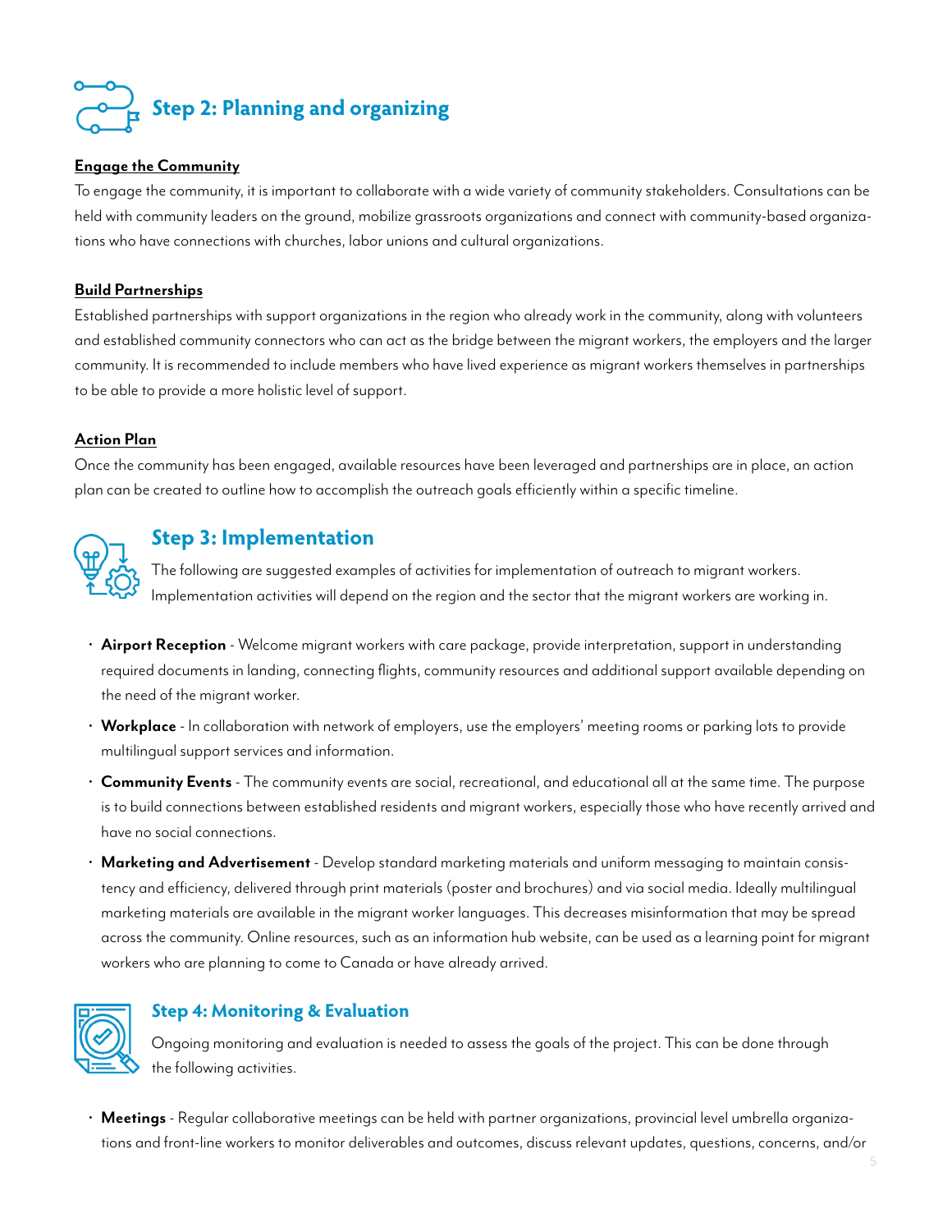## Step 2: Planning and organizing

**Engage the Community**

To engage the community, it is important to collaborate with a wide variety of community stakeholders. Consultations can be held with community leaders on the ground, mobilize grassroots organizations and connect with community-based organizations who have connections with churches, labor unions and cultural organizations.

**Build Partnerships**

Established partnerships with support organizations in the region who already work in the community, along with volunteers and established community connectors who can act as the bridge between the migrant workers, the employers and the larger community. It is recommended to include members who have lived experience as migrant workers themselves in partnerships to be able to provide a more holistic level of support.

**Action Plan**

Once the community has been engaged, available resources have been leveraged and partnerships are in place, an action plan can be created to outline how to accomplish the outreach goals efficiently within a specific timeline.

## Step 3: Implementation

The following are suggested examples of activities for implementation of outreach to migrant workers. Implementation activities will depend on the region and the sector that the migrant workers are working in.

- **Airport Reception** - Welcome migrant workers with care package, provide interpretation, support in understanding required documents in landing, connecting flights, community resources and additional support available depending on the need of the migrant worker.
- **Workplace** - In collaboration with network of employers, use the employers' meeting rooms or parking lots to provide multilingual support services and information.
- **Community Events** - The community events are social, recreational, and educational all at the same time. The purpose is to build connections between established residents and migrant workers, especially those who have recently arrived and have no social connections.
- **Marketing and Advertisement** - Develop standard marketing materials and uniform messaging to maintain consistency and efficiency, delivered through print materials (poster and brochures) and via social media. Ideally multilingual marketing materials are available in the migrant worker languages. This decreases misinformation that may be spread across the community. Online resources, such as an information hub website, can be used as a learning point for migrant workers who are planning to come to Canada or have already arrived.

## Step 4: Monitoring & Evaluation

Ongoing monitoring and evaluation is needed to assess the goals of the project. This can be done through the following activities.

- **Meetings** - Regular collaborative meetings can be held with partner organizations, provincial level umbrella organizations and front-line workers to monitor deliverables and outcomes, discuss relevant updates, questions, concerns, and/or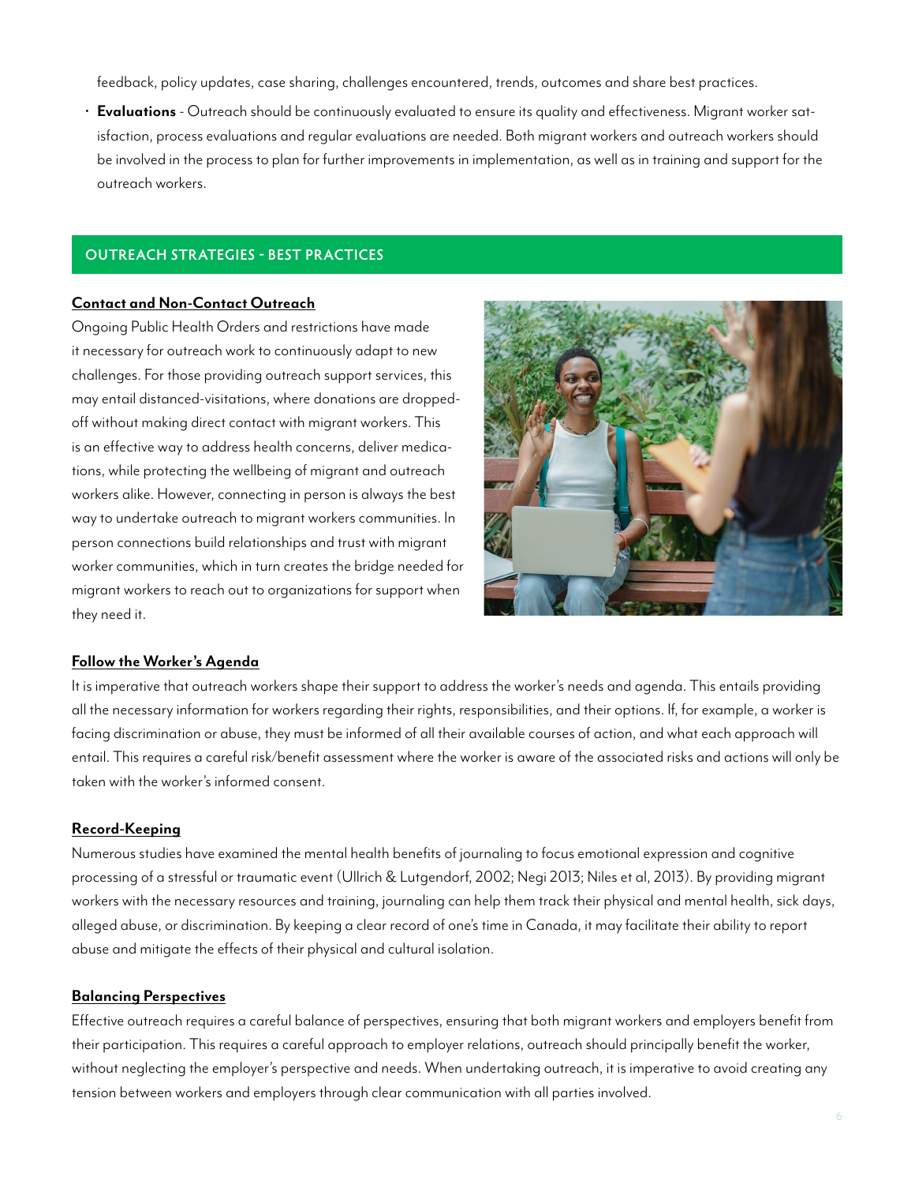feedback, policy updates, case sharing, challenges encountered, trends, outcomes and share best practices.

- **Evaluations** - Outreach should be continuously evaluated to ensure its quality and effectiveness. Migrant worker satisfaction, process evaluations and regular evaluations are needed. Both migrant workers and outreach workers should be involved in the process to plan for further improvements in implementation, as well as in training and support for the outreach workers.

## OUTREACH STRATEGIES - BEST PRACTICES

### Contact and Non-Contact Outreach

Ongoing Public Health Orders and restrictions have made it necessary for outreach work to continuously adapt to new challenges. For those providing outreach support services, this may entail distanced-visitations, where donations are dropped-off without making direct contact with migrant workers. This is an effective way to address health concerns, deliver medications, while protecting the wellbeing of migrant and outreach workers alike. However, connecting in person is always the best way to undertake outreach to migrant workers communities. In person connections build relationships and trust with migrant worker communities, which in turn creates the bridge needed for migrant workers to reach out to organizations for support when they need it.

### Follow the Worker's Agenda

It is imperative that outreach workers shape their support to address the worker's needs and agenda. This entails providing all the necessary information for workers regarding their rights, responsibilities, and their options. If, for example, a worker is facing discrimination or abuse, they must be informed of all their available courses of action, and what each approach will entail. This requires a careful risk/benefit assessment where the worker is aware of the associated risks and actions will only be taken with the worker's informed consent.

### Record-Keeping

Numerous studies have examined the mental health benefits of journaling to focus emotional expression and cognitive processing of a stressful or traumatic event (Ullrich & Lutgendorf, 2002; Negi 2013; Niles et al, 2013). By providing migrant workers with the necessary resources and training, journaling can help them track their physical and mental health, sick days, alleged abuse, or discrimination. By keeping a clear record of one's time in Canada, it may facilitate their ability to report abuse and mitigate the effects of their physical and cultural isolation.

### Balancing Perspectives

Effective outreach requires a careful balance of perspectives, ensuring that both migrant workers and employers benefit from their participation. This requires a careful approach to employer relations, outreach should principally benefit the worker, without neglecting the employer's perspective and needs. When undertaking outreach, it is imperative to avoid creating any tension between workers and employers through clear communication with all parties involved.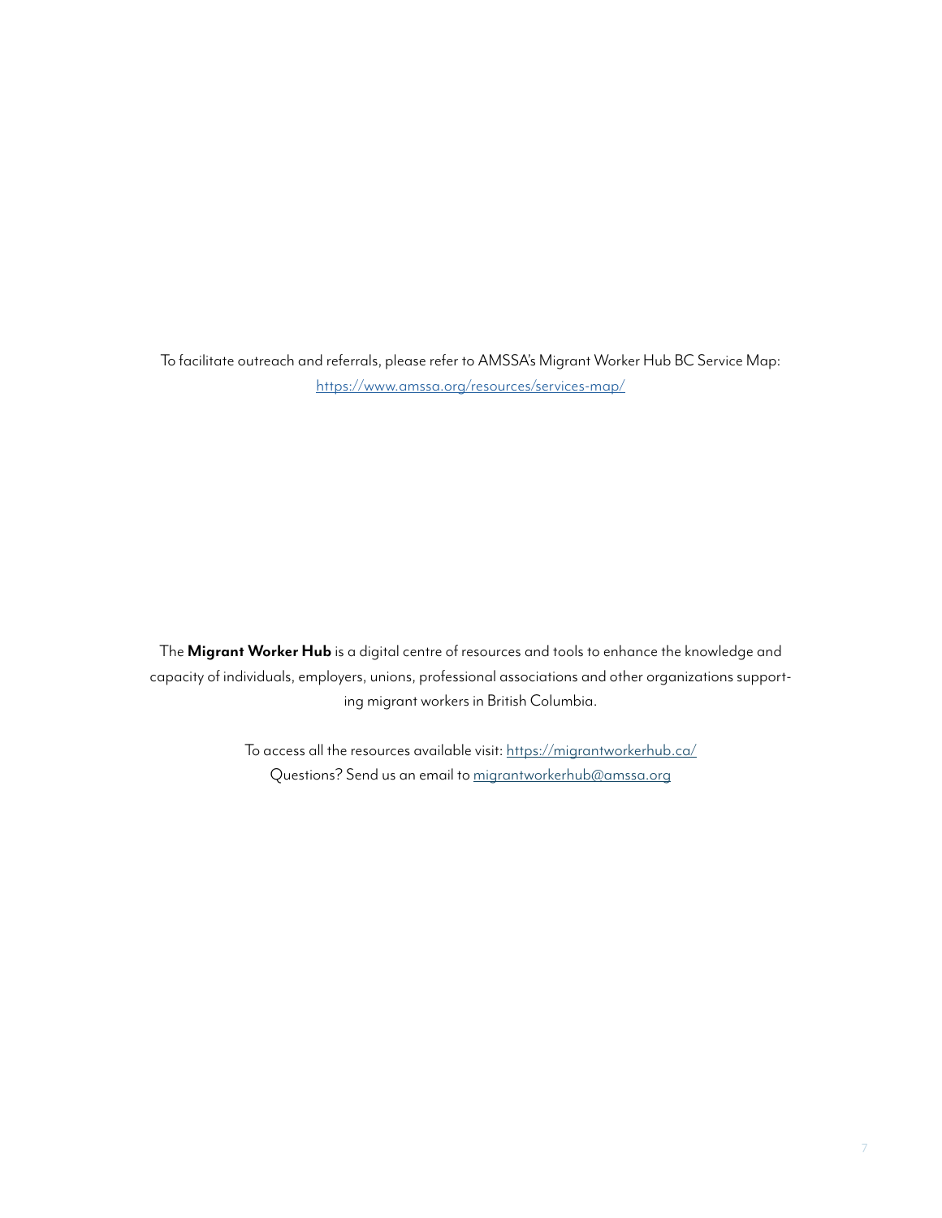To facilitate outreach and referrals, please refer to AMSSA's Migrant Worker Hub BC Service Map: [https://www.amssa.org/resources/services-map/](https://www.amssa.org/resources/services-map/)

The **Migrant Worker Hub** is a digital centre of resources and tools to enhance the knowledge and capacity of individuals, employers, unions, professional associations and other organizations supporting migrant workers in British Columbia.

To access all the resources available visit: [https://migrantworkerhub.ca/](https://migrantworkerhub.ca/)
Questions? Send us an email to [migrantworkerhub@amssa.org](mailto:migrantworkerhub@amssa.org)